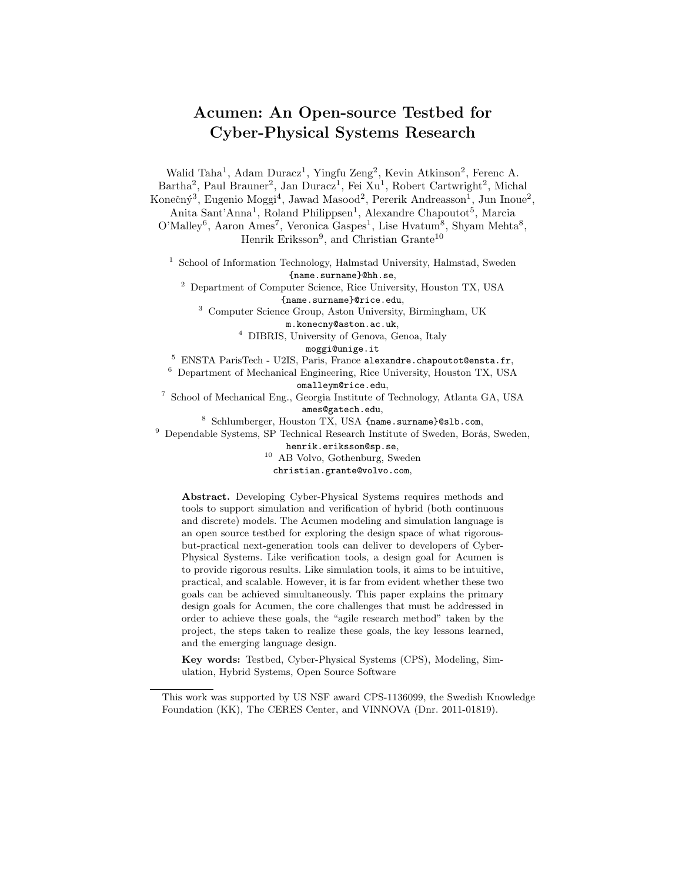# Acumen: An Open-source Testbed for Cyber-Physical Systems Research

Walid Taha[1], Adam Duracz[1], Yingfu Zeng[2], Kevin Atkinson[2], Ferenc A. Bartha[2], Paul Brauner[2], Jan Duracz[1], Fei Xu[1], Robert Cartwright[2], Michal Konečný[3], Eugenio Moggi[4], Jawad Masood[2], Pererik Andreasson[1], Jun Inoue[2], Anita Sant'Anna[1], Roland Philippsen[1], Alexandre Chapoutot[5], Marcia O'Malley[6], Aaron Ames[7], Veronica Gaspes[1], Lise Hvatum[8], Shyam Mehta[8], Henrik Eriksson[9], and Christian Grante[10]

[1] School of Information Technology, Halmstad University, Halmstad, Sweden
{name.surname}@hh.se,

[2] Department of Computer Science, Rice University, Houston TX, USA
{name.surname}@rice.edu,

[3] Computer Science Group, Aston University, Birmingham, UK
m.konecny@aston.ac.uk,

[4] DIBRIS, University of Genova, Genoa, Italy
moggi@unige.it

[5] ENSTA ParisTech - U2IS, Paris, France alexandre.chapoutot@ensta.fr,

[6] Department of Mechanical Engineering, Rice University, Houston TX, USA
omalleym@rice.edu,

[7] School of Mechanical Eng., Georgia Institute of Technology, Atlanta GA, USA
ames@gatech.edu,

[8] Schlumberger, Houston TX, USA {name.surname}@slb.com,

[9] Dependable Systems, SP Technical Research Institute of Sweden, Borås, Sweden,
henrik.eriksson@sp.se,

[10] AB Volvo, Gothenburg, Sweden
christian.grante@volvo.com,

**Abstract.** Developing Cyber-Physical Systems requires methods and tools to support simulation and verification of hybrid (both continuous and discrete) models. The Acumen modeling and simulation language is an open source testbed for exploring the design space of what rigorous-but-practical next-generation tools can deliver to developers of Cyber-Physical Systems. Like verification tools, a design goal for Acumen is to provide rigorous results. Like simulation tools, it aims to be intuitive, practical, and scalable. However, it is far from evident whether these two goals can be achieved simultaneously. This paper explains the primary design goals for Acumen, the core challenges that must be addressed in order to achieve these goals, the "agile research method" taken by the project, the steps taken to realize these goals, the key lessons learned, and the emerging language design.

**Key words:** Testbed, Cyber-Physical Systems (CPS), Modeling, Simulation, Hybrid Systems, Open Source Software

---

This work was supported by US NSF award CPS-1136099, the Swedish Knowledge Foundation (KK), The CERES Center, and VINNOVA (Dnr. 2011-01819).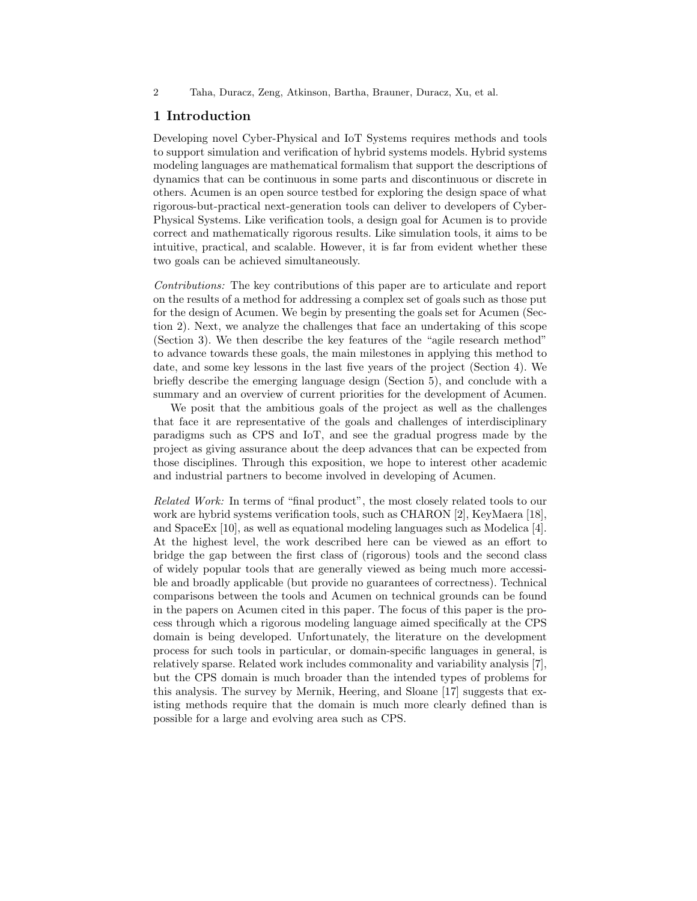## 1 Introduction

Developing novel Cyber-Physical and IoT Systems requires methods and tools to support simulation and verification of hybrid systems models. Hybrid systems modeling languages are mathematical formalism that support the descriptions of dynamics that can be continuous in some parts and discontinuous or discrete in others. Acumen is an open source testbed for exploring the design space of what rigorous-but-practical next-generation tools can deliver to developers of Cyber-Physical Systems. Like verification tools, a design goal for Acumen is to provide correct and mathematically rigorous results. Like simulation tools, it aims to be intuitive, practical, and scalable. However, it is far from evident whether these two goals can be achieved simultaneously.

*Contributions:* The key contributions of this paper are to articulate and report on the results of a method for addressing a complex set of goals such as those put for the design of Acumen. We begin by presenting the goals set for Acumen (Section 2). Next, we analyze the challenges that face an undertaking of this scope (Section 3). We then describe the key features of the "agile research method" to advance towards these goals, the main milestones in applying this method to date, and some key lessons in the last five years of the project (Section 4). We briefly describe the emerging language design (Section 5), and conclude with a summary and an overview of current priorities for the development of Acumen.

We posit that the ambitious goals of the project as well as the challenges that face it are representative of the goals and challenges of interdisciplinary paradigms such as CPS and IoT, and see the gradual progress made by the project as giving assurance about the deep advances that can be expected from those disciplines. Through this exposition, we hope to interest other academic and industrial partners to become involved in developing of Acumen.

*Related Work:* In terms of "final product", the most closely related tools to our work are hybrid systems verification tools, such as CHARON [2], KeyMaera [18], and SpaceEx [10], as well as equational modeling languages such as Modelica [4]. At the highest level, the work described here can be viewed as an effort to bridge the gap between the first class of (rigorous) tools and the second class of widely popular tools that are generally viewed as being much more accessible and broadly applicable (but provide no guarantees of correctness). Technical comparisons between the tools and Acumen on technical grounds can be found in the papers on Acumen cited in this paper. The focus of this paper is the process through which a rigorous modeling language aimed specifically at the CPS domain is being developed. Unfortunately, the literature on the development process for such tools in particular, or domain-specific languages in general, is relatively sparse. Related work includes commonality and variability analysis [7], but the CPS domain is much broader than the intended types of problems for this analysis. The survey by Mernik, Heering, and Sloane [17] suggests that existing methods require that the domain is much more clearly defined than is possible for a large and evolving area such as CPS.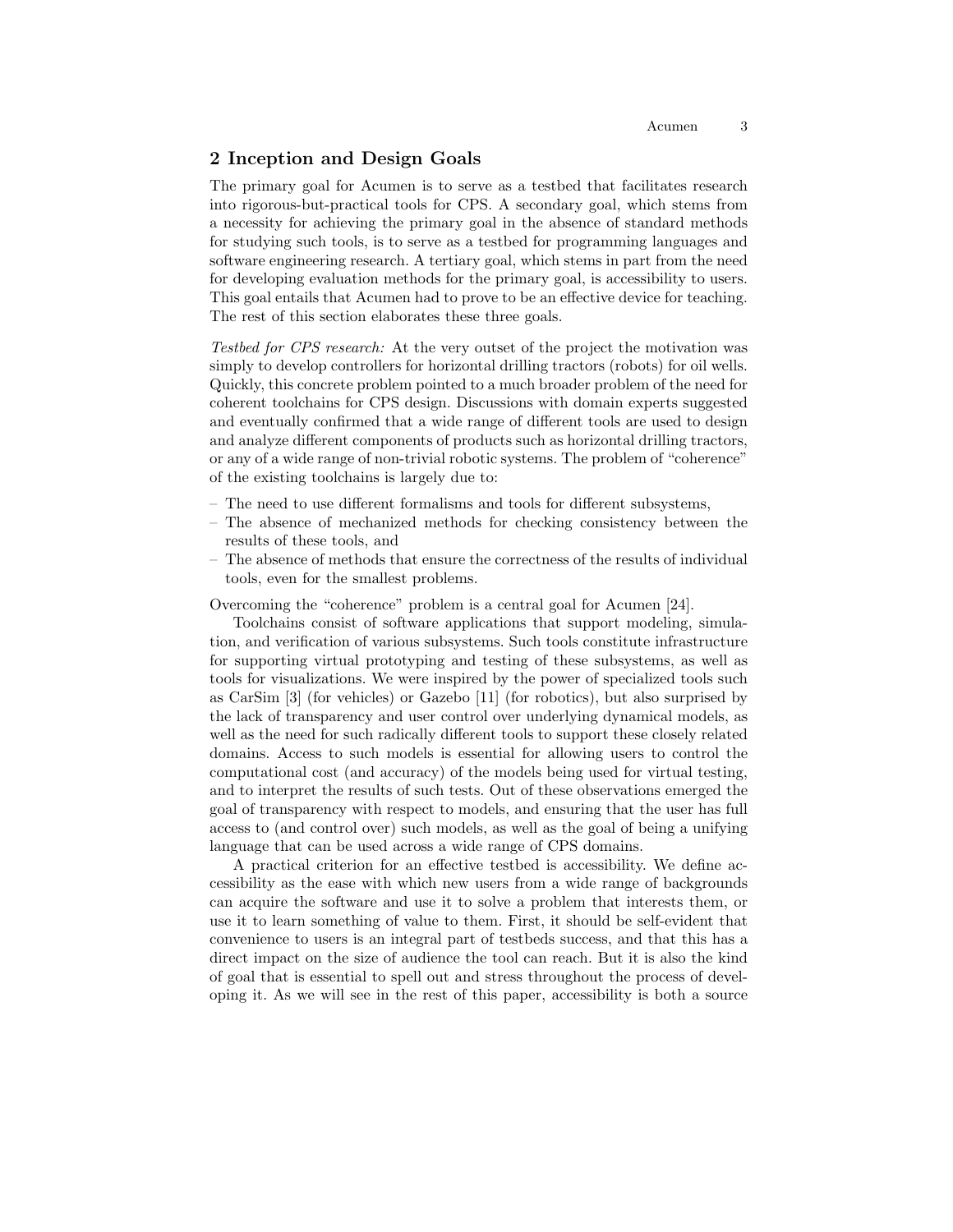## 2 Inception and Design Goals

The primary goal for Acumen is to serve as a testbed that facilitates research into rigorous-but-practical tools for CPS. A secondary goal, which stems from a necessity for achieving the primary goal in the absence of standard methods for studying such tools, is to serve as a testbed for programming languages and software engineering research. A tertiary goal, which stems in part from the need for developing evaluation methods for the primary goal, is accessibility to users. This goal entails that Acumen had to prove to be an effective device for teaching. The rest of this section elaborates these three goals.

*Testbed for CPS research:* At the very outset of the project the motivation was simply to develop controllers for horizontal drilling tractors (robots) for oil wells. Quickly, this concrete problem pointed to a much broader problem of the need for coherent toolchains for CPS design. Discussions with domain experts suggested and eventually confirmed that a wide range of different tools are used to design and analyze different components of products such as horizontal drilling tractors, or any of a wide range of non-trivial robotic systems. The problem of "coherence" of the existing toolchains is largely due to:

- The need to use different formalisms and tools for different subsystems,
- The absence of mechanized methods for checking consistency between the results of these tools, and
- The absence of methods that ensure the correctness of the results of individual tools, even for the smallest problems.

Overcoming the "coherence" problem is a central goal for Acumen [24].

Toolchains consist of software applications that support modeling, simulation, and verification of various subsystems. Such tools constitute infrastructure for supporting virtual prototyping and testing of these subsystems, as well as tools for visualizations. We were inspired by the power of specialized tools such as CarSim [3] (for vehicles) or Gazebo [11] (for robotics), but also surprised by the lack of transparency and user control over underlying dynamical models, as well as the need for such radically different tools to support these closely related domains. Access to such models is essential for allowing users to control the computational cost (and accuracy) of the models being used for virtual testing, and to interpret the results of such tests. Out of these observations emerged the goal of transparency with respect to models, and ensuring that the user has full access to (and control over) such models, as well as the goal of being a unifying language that can be used across a wide range of CPS domains.

A practical criterion for an effective testbed is accessibility. We define accessibility as the ease with which new users from a wide range of backgrounds can acquire the software and use it to solve a problem that interests them, or use it to learn something of value to them. First, it should be self-evident that convenience to users is an integral part of testbeds success, and that this has a direct impact on the size of audience the tool can reach. But it is also the kind of goal that is essential to spell out and stress throughout the process of developing it. As we will see in the rest of this paper, accessibility is both a source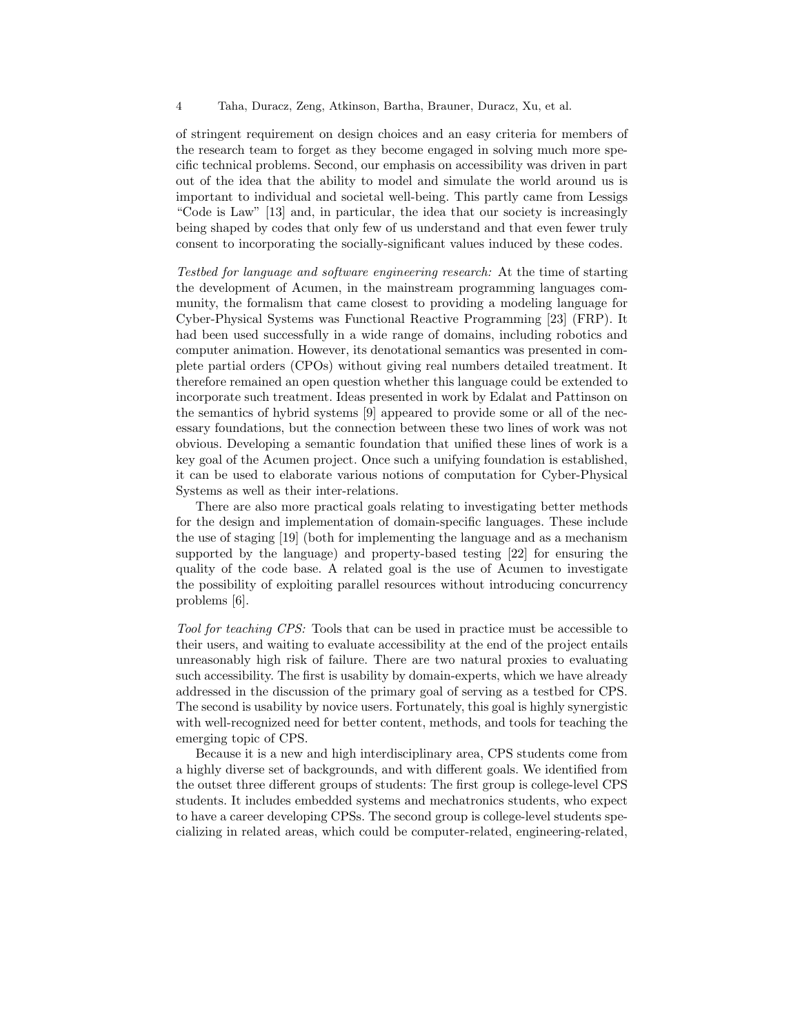of stringent requirement on design choices and an easy criteria for members of the research team to forget as they become engaged in solving much more specific technical problems. Second, our emphasis on accessibility was driven in part out of the idea that the ability to model and simulate the world around us is important to individual and societal well-being. This partly came from Lessigs "Code is Law" [13] and, in particular, the idea that our society is increasingly being shaped by codes that only few of us understand and that even fewer truly consent to incorporating the socially-significant values induced by these codes.

*Testbed for language and software engineering research:* At the time of starting the development of Acumen, in the mainstream programming languages community, the formalism that came closest to providing a modeling language for Cyber-Physical Systems was Functional Reactive Programming [23] (FRP). It had been used successfully in a wide range of domains, including robotics and computer animation. However, its denotational semantics was presented in complete partial orders (CPOs) without giving real numbers detailed treatment. It therefore remained an open question whether this language could be extended to incorporate such treatment. Ideas presented in work by Edalat and Pattinson on the semantics of hybrid systems [9] appeared to provide some or all of the necessary foundations, but the connection between these two lines of work was not obvious. Developing a semantic foundation that unified these lines of work is a key goal of the Acumen project. Once such a unifying foundation is established, it can be used to elaborate various notions of computation for Cyber-Physical Systems as well as their inter-relations.

There are also more practical goals relating to investigating better methods for the design and implementation of domain-specific languages. These include the use of staging [19] (both for implementing the language and as a mechanism supported by the language) and property-based testing [22] for ensuring the quality of the code base. A related goal is the use of Acumen to investigate the possibility of exploiting parallel resources without introducing concurrency problems [6].

*Tool for teaching CPS:* Tools that can be used in practice must be accessible to their users, and waiting to evaluate accessibility at the end of the project entails unreasonably high risk of failure. There are two natural proxies to evaluating such accessibility. The first is usability by domain-experts, which we have already addressed in the discussion of the primary goal of serving as a testbed for CPS. The second is usability by novice users. Fortunately, this goal is highly synergistic with well-recognized need for better content, methods, and tools for teaching the emerging topic of CPS.

Because it is a new and high interdisciplinary area, CPS students come from a highly diverse set of backgrounds, and with different goals. We identified from the outset three different groups of students: The first group is college-level CPS students. It includes embedded systems and mechatronics students, who expect to have a career developing CPSs. The second group is college-level students specializing in related areas, which could be computer-related, engineering-related,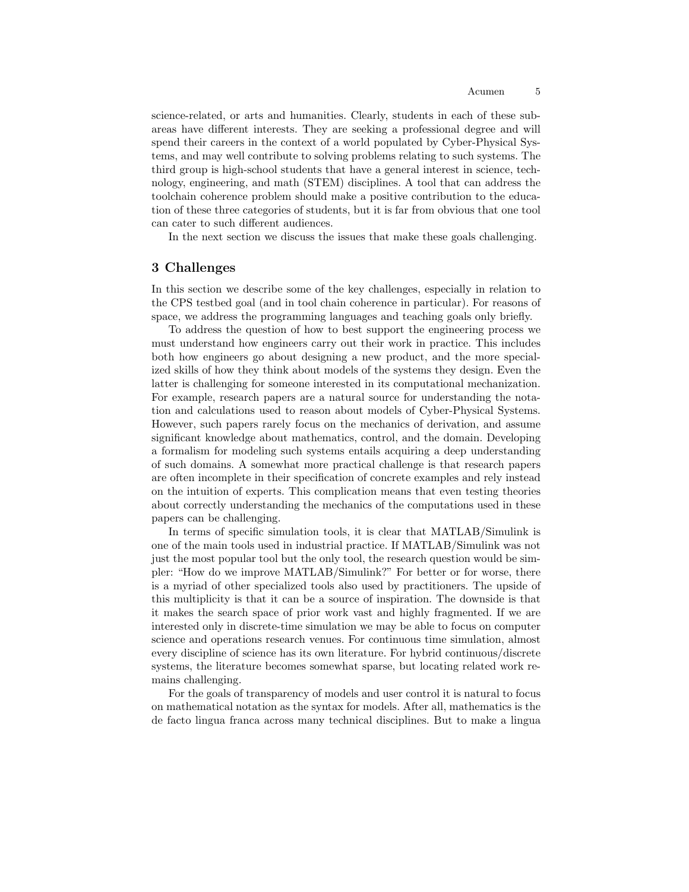science-related, or arts and humanities. Clearly, students in each of these subareas have different interests. They are seeking a professional degree and will spend their careers in the context of a world populated by Cyber-Physical Systems, and may well contribute to solving problems relating to such systems. The third group is high-school students that have a general interest in science, technology, engineering, and math (STEM) disciplines. A tool that can address the toolchain coherence problem should make a positive contribution to the education of these three categories of students, but it is far from obvious that one tool can cater to such different audiences.

In the next section we discuss the issues that make these goals challenging.

## 3 Challenges

In this section we describe some of the key challenges, especially in relation to the CPS testbed goal (and in tool chain coherence in particular). For reasons of space, we address the programming languages and teaching goals only briefly.

To address the question of how to best support the engineering process we must understand how engineers carry out their work in practice. This includes both how engineers go about designing a new product, and the more specialized skills of how they think about models of the systems they design. Even the latter is challenging for someone interested in its computational mechanization. For example, research papers are a natural source for understanding the notation and calculations used to reason about models of Cyber-Physical Systems. However, such papers rarely focus on the mechanics of derivation, and assume significant knowledge about mathematics, control, and the domain. Developing a formalism for modeling such systems entails acquiring a deep understanding of such domains. A somewhat more practical challenge is that research papers are often incomplete in their specification of concrete examples and rely instead on the intuition of experts. This complication means that even testing theories about correctly understanding the mechanics of the computations used in these papers can be challenging.

In terms of specific simulation tools, it is clear that MATLAB/Simulink is one of the main tools used in industrial practice. If MATLAB/Simulink was not just the most popular tool but the only tool, the research question would be simpler: "How do we improve MATLAB/Simulink?" For better or for worse, there is a myriad of other specialized tools also used by practitioners. The upside of this multiplicity is that it can be a source of inspiration. The downside is that it makes the search space of prior work vast and highly fragmented. If we are interested only in discrete-time simulation we may be able to focus on computer science and operations research venues. For continuous time simulation, almost every discipline of science has its own literature. For hybrid continuous/discrete systems, the literature becomes somewhat sparse, but locating related work remains challenging.

For the goals of transparency of models and user control it is natural to focus on mathematical notation as the syntax for models. After all, mathematics is the de facto lingua franca across many technical disciplines. But to make a lingua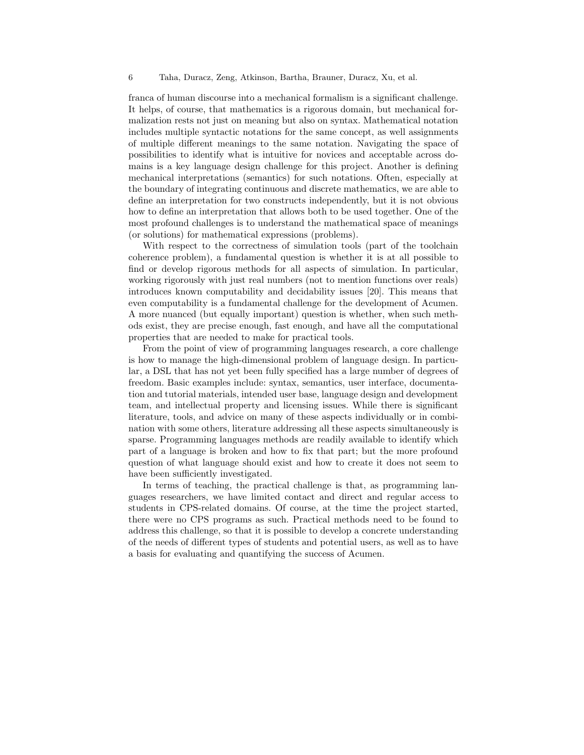franca of human discourse into a mechanical formalism is a significant challenge. It helps, of course, that mathematics is a rigorous domain, but mechanical formalization rests not just on meaning but also on syntax. Mathematical notation includes multiple syntactic notations for the same concept, as well assignments of multiple different meanings to the same notation. Navigating the space of possibilities to identify what is intuitive for novices and acceptable across domains is a key language design challenge for this project. Another is defining mechanical interpretations (semantics) for such notations. Often, especially at the boundary of integrating continuous and discrete mathematics, we are able to define an interpretation for two constructs independently, but it is not obvious how to define an interpretation that allows both to be used together. One of the most profound challenges is to understand the mathematical space of meanings (or solutions) for mathematical expressions (problems).

With respect to the correctness of simulation tools (part of the toolchain coherence problem), a fundamental question is whether it is at all possible to find or develop rigorous methods for all aspects of simulation. In particular, working rigorously with just real numbers (not to mention functions over reals) introduces known computability and decidability issues [20]. This means that even computability is a fundamental challenge for the development of Acumen. A more nuanced (but equally important) question is whether, when such methods exist, they are precise enough, fast enough, and have all the computational properties that are needed to make for practical tools.

From the point of view of programming languages research, a core challenge is how to manage the high-dimensional problem of language design. In particular, a DSL that has not yet been fully specified has a large number of degrees of freedom. Basic examples include: syntax, semantics, user interface, documentation and tutorial materials, intended user base, language design and development team, and intellectual property and licensing issues. While there is significant literature, tools, and advice on many of these aspects individually or in combination with some others, literature addressing all these aspects simultaneously is sparse. Programming languages methods are readily available to identify which part of a language is broken and how to fix that part; but the more profound question of what language should exist and how to create it does not seem to have been sufficiently investigated.

In terms of teaching, the practical challenge is that, as programming languages researchers, we have limited contact and direct and regular access to students in CPS-related domains. Of course, at the time the project started, there were no CPS programs as such. Practical methods need to be found to address this challenge, so that it is possible to develop a concrete understanding of the needs of different types of students and potential users, as well as to have a basis for evaluating and quantifying the success of Acumen.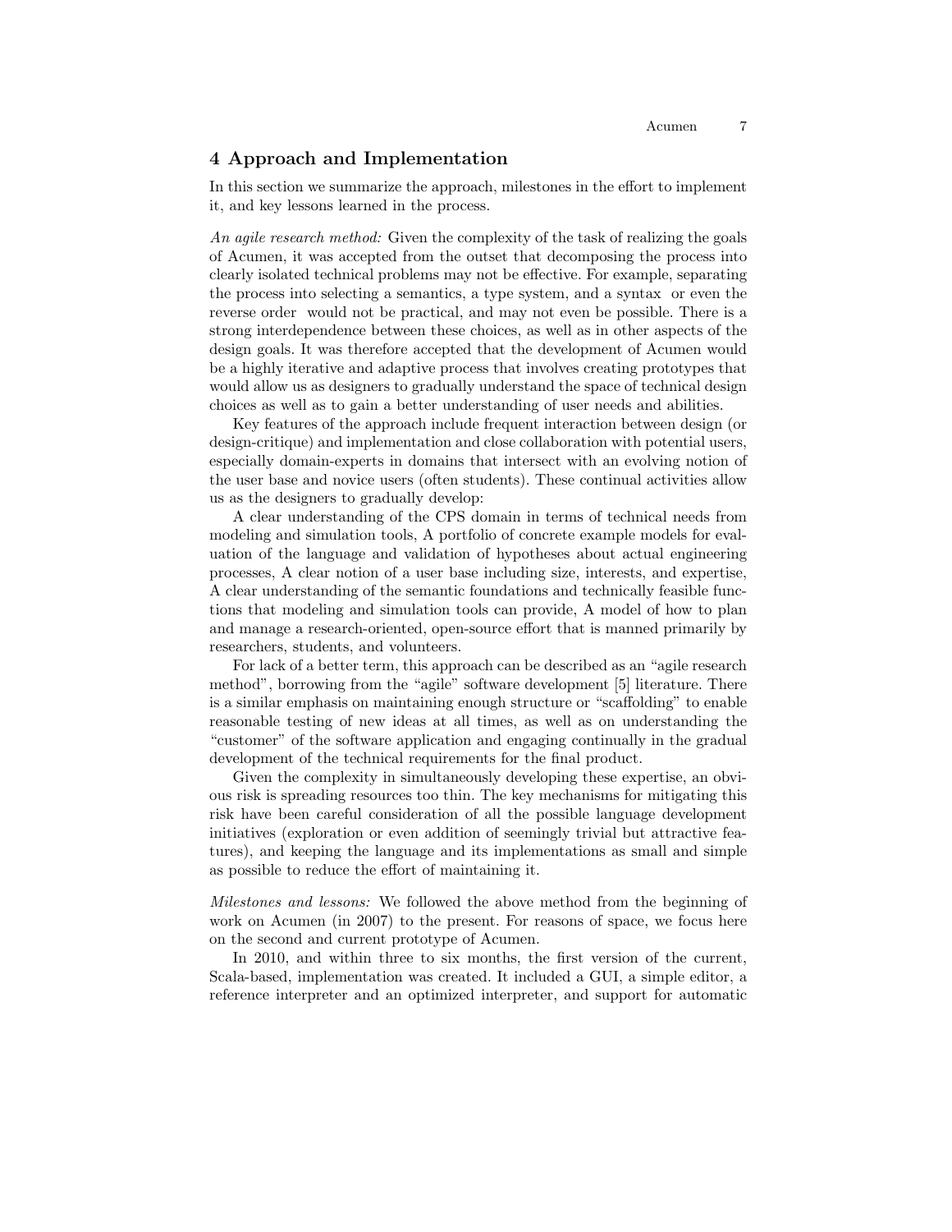## 4 Approach and Implementation

In this section we summarize the approach, milestones in the effort to implement it, and key lessons learned in the process.

*An agile research method:* Given the complexity of the task of realizing the goals of Acumen, it was accepted from the outset that decomposing the process into clearly isolated technical problems may not be effective. For example, separating the process into selecting a semantics, a type system, and a syntax  or even the reverse order  would not be practical, and may not even be possible. There is a strong interdependence between these choices, as well as in other aspects of the design goals. It was therefore accepted that the development of Acumen would be a highly iterative and adaptive process that involves creating prototypes that would allow us as designers to gradually understand the space of technical design choices as well as to gain a better understanding of user needs and abilities.

Key features of the approach include frequent interaction between design (or design-critique) and implementation and close collaboration with potential users, especially domain-experts in domains that intersect with an evolving notion of the user base and novice users (often students). These continual activities allow us as the designers to gradually develop:

A clear understanding of the CPS domain in terms of technical needs from modeling and simulation tools, A portfolio of concrete example models for evaluation of the language and validation of hypotheses about actual engineering processes, A clear notion of a user base including size, interests, and expertise, A clear understanding of the semantic foundations and technically feasible functions that modeling and simulation tools can provide, A model of how to plan and manage a research-oriented, open-source effort that is manned primarily by researchers, students, and volunteers.

For lack of a better term, this approach can be described as an "agile research method", borrowing from the "agile" software development [5] literature. There is a similar emphasis on maintaining enough structure or "scaffolding" to enable reasonable testing of new ideas at all times, as well as on understanding the "customer" of the software application and engaging continually in the gradual development of the technical requirements for the final product.

Given the complexity in simultaneously developing these expertise, an obvious risk is spreading resources too thin. The key mechanisms for mitigating this risk have been careful consideration of all the possible language development initiatives (exploration or even addition of seemingly trivial but attractive features), and keeping the language and its implementations as small and simple as possible to reduce the effort of maintaining it.

*Milestones and lessons:* We followed the above method from the beginning of work on Acumen (in 2007) to the present. For reasons of space, we focus here on the second and current prototype of Acumen.

In 2010, and within three to six months, the first version of the current, Scala-based, implementation was created. It included a GUI, a simple editor, a reference interpreter and an optimized interpreter, and support for automatic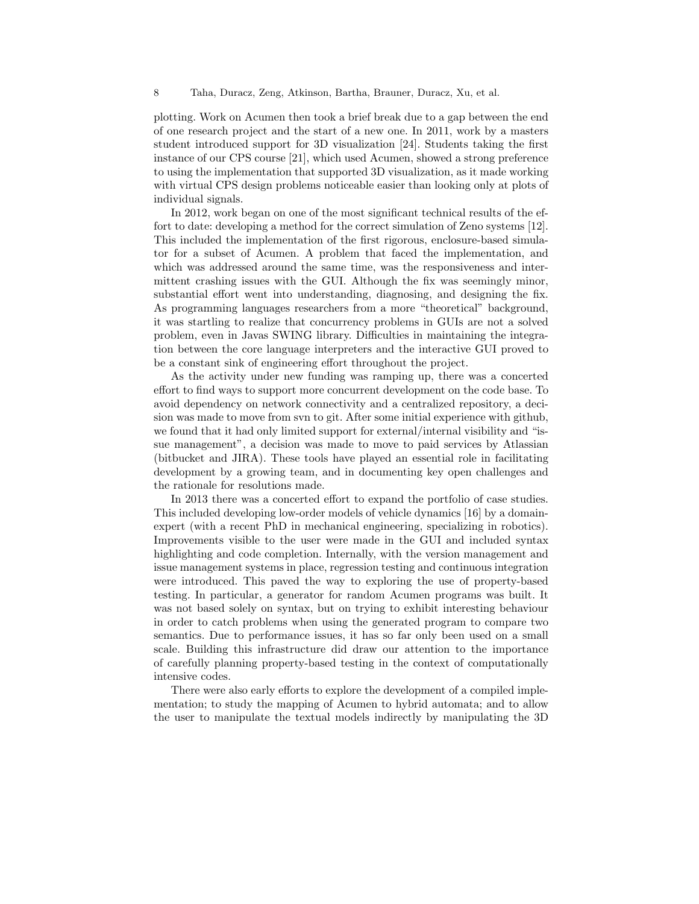plotting. Work on Acumen then took a brief break due to a gap between the end of one research project and the start of a new one. In 2011, work by a masters student introduced support for 3D visualization [24]. Students taking the first instance of our CPS course [21], which used Acumen, showed a strong preference to using the implementation that supported 3D visualization, as it made working with virtual CPS design problems noticeable easier than looking only at plots of individual signals.

In 2012, work began on one of the most significant technical results of the effort to date: developing a method for the correct simulation of Zeno systems [12]. This included the implementation of the first rigorous, enclosure-based simulator for a subset of Acumen. A problem that faced the implementation, and which was addressed around the same time, was the responsiveness and intermittent crashing issues with the GUI. Although the fix was seemingly minor, substantial effort went into understanding, diagnosing, and designing the fix. As programming languages researchers from a more "theoretical" background, it was startling to realize that concurrency problems in GUIs are not a solved problem, even in Javas SWING library. Difficulties in maintaining the integration between the core language interpreters and the interactive GUI proved to be a constant sink of engineering effort throughout the project.

As the activity under new funding was ramping up, there was a concerted effort to find ways to support more concurrent development on the code base. To avoid dependency on network connectivity and a centralized repository, a decision was made to move from svn to git. After some initial experience with github, we found that it had only limited support for external/internal visibility and "issue management", a decision was made to move to paid services by Atlassian (bitbucket and JIRA). These tools have played an essential role in facilitating development by a growing team, and in documenting key open challenges and the rationale for resolutions made.

In 2013 there was a concerted effort to expand the portfolio of case studies. This included developing low-order models of vehicle dynamics [16] by a domain-expert (with a recent PhD in mechanical engineering, specializing in robotics). Improvements visible to the user were made in the GUI and included syntax highlighting and code completion. Internally, with the version management and issue management systems in place, regression testing and continuous integration were introduced. This paved the way to exploring the use of property-based testing. In particular, a generator for random Acumen programs was built. It was not based solely on syntax, but on trying to exhibit interesting behaviour in order to catch problems when using the generated program to compare two semantics. Due to performance issues, it has so far only been used on a small scale. Building this infrastructure did draw our attention to the importance of carefully planning property-based testing in the context of computationally intensive codes.

There were also early efforts to explore the development of a compiled implementation; to study the mapping of Acumen to hybrid automata; and to allow the user to manipulate the textual models indirectly by manipulating the 3D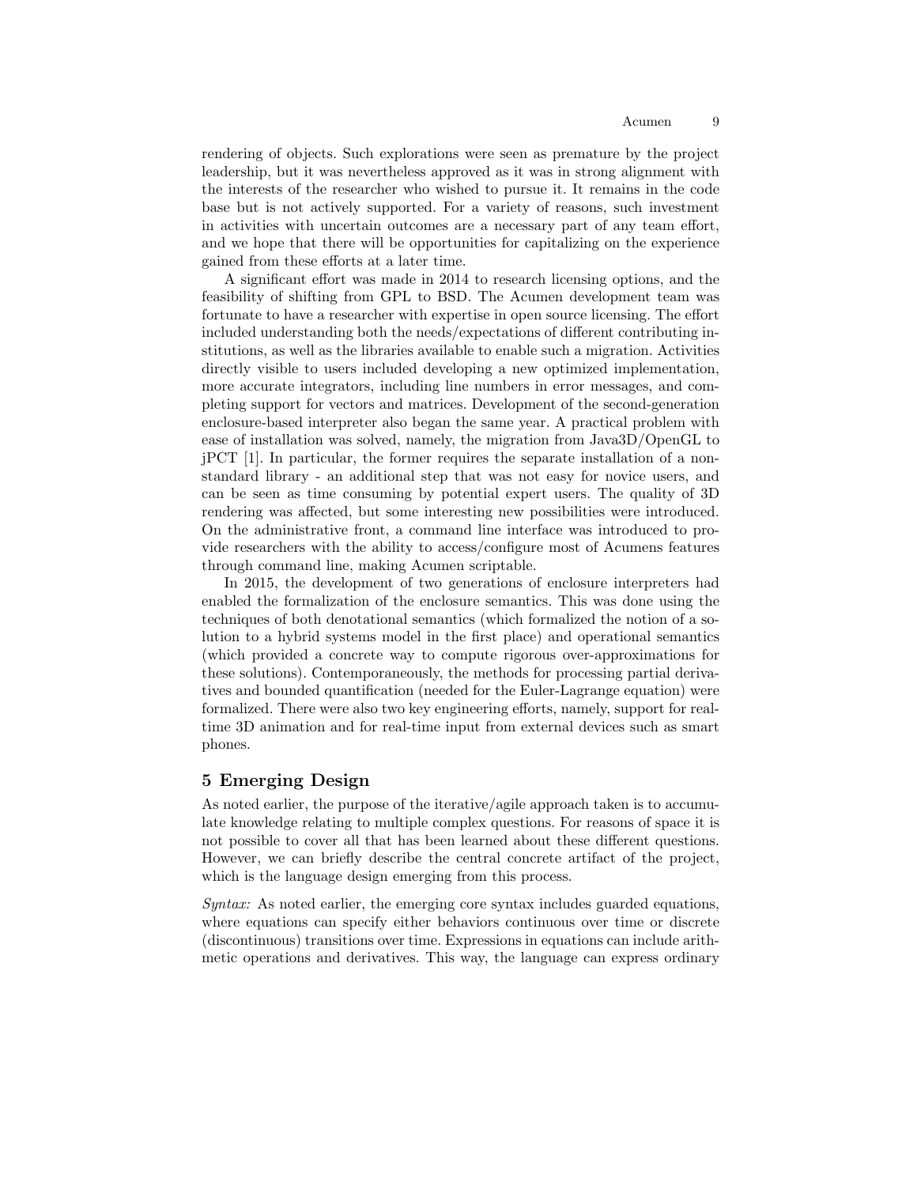rendering of objects. Such explorations were seen as premature by the project leadership, but it was nevertheless approved as it was in strong alignment with the interests of the researcher who wished to pursue it. It remains in the code base but is not actively supported. For a variety of reasons, such investment in activities with uncertain outcomes are a necessary part of any team effort, and we hope that there will be opportunities for capitalizing on the experience gained from these efforts at a later time.

A significant effort was made in 2014 to research licensing options, and the feasibility of shifting from GPL to BSD. The Acumen development team was fortunate to have a researcher with expertise in open source licensing. The effort included understanding both the needs/expectations of different contributing institutions, as well as the libraries available to enable such a migration. Activities directly visible to users included developing a new optimized implementation, more accurate integrators, including line numbers in error messages, and completing support for vectors and matrices. Development of the second-generation enclosure-based interpreter also began the same year. A practical problem with ease of installation was solved, namely, the migration from Java3D/OpenGL to jPCT [1]. In particular, the former requires the separate installation of a non-standard library - an additional step that was not easy for novice users, and can be seen as time consuming by potential expert users. The quality of 3D rendering was affected, but some interesting new possibilities were introduced. On the administrative front, a command line interface was introduced to provide researchers with the ability to access/configure most of Acumens features through command line, making Acumen scriptable.

In 2015, the development of two generations of enclosure interpreters had enabled the formalization of the enclosure semantics. This was done using the techniques of both denotational semantics (which formalized the notion of a solution to a hybrid systems model in the first place) and operational semantics (which provided a concrete way to compute rigorous over-approximations for these solutions). Contemporaneously, the methods for processing partial derivatives and bounded quantification (needed for the Euler-Lagrange equation) were formalized. There were also two key engineering efforts, namely, support for real-time 3D animation and for real-time input from external devices such as smart phones.

## 5 Emerging Design

As noted earlier, the purpose of the iterative/agile approach taken is to accumulate knowledge relating to multiple complex questions. For reasons of space it is not possible to cover all that has been learned about these different questions. However, we can briefly describe the central concrete artifact of the project, which is the language design emerging from this process.

*Syntax:* As noted earlier, the emerging core syntax includes guarded equations, where equations can specify either behaviors continuous over time or discrete (discontinuous) transitions over time. Expressions in equations can include arithmetic operations and derivatives. This way, the language can express ordinary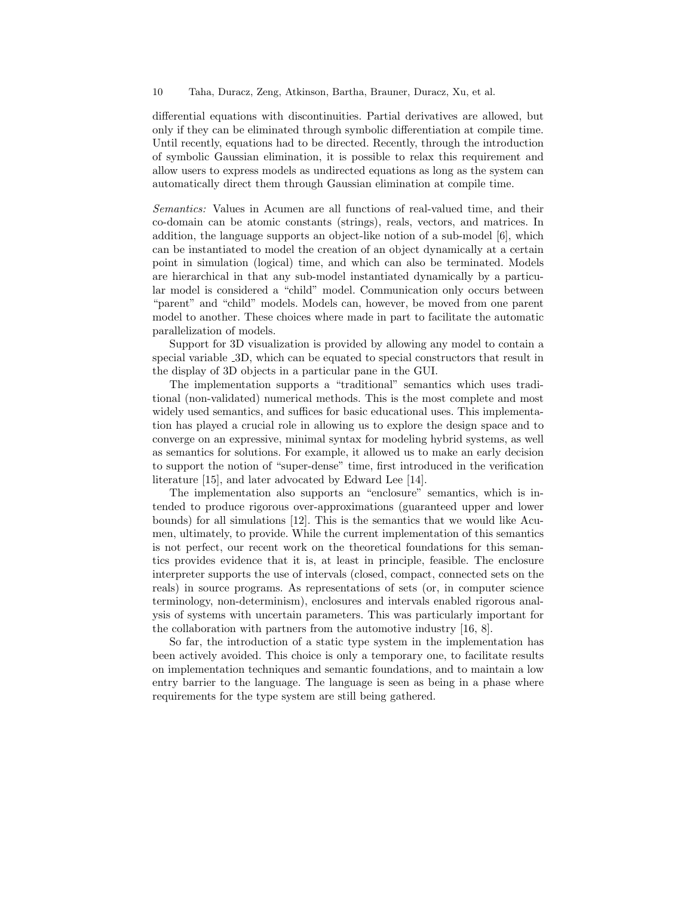differential equations with discontinuities. Partial derivatives are allowed, but only if they can be eliminated through symbolic differentiation at compile time. Until recently, equations had to be directed. Recently, through the introduction of symbolic Gaussian elimination, it is possible to relax this requirement and allow users to express models as undirected equations as long as the system can automatically direct them through Gaussian elimination at compile time.

*Semantics:* Values in Acumen are all functions of real-valued time, and their co-domain can be atomic constants (strings), reals, vectors, and matrices. In addition, the language supports an object-like notion of a sub-model [6], which can be instantiated to model the creation of an object dynamically at a certain point in simulation (logical) time, and which can also be terminated. Models are hierarchical in that any sub-model instantiated dynamically by a particular model is considered a "child" model. Communication only occurs between "parent" and "child" models. Models can, however, be moved from one parent model to another. These choices where made in part to facilitate the automatic parallelization of models.

Support for 3D visualization is provided by allowing any model to contain a special variable _3D, which can be equated to special constructors that result in the display of 3D objects in a particular pane in the GUI.

The implementation supports a "traditional" semantics which uses traditional (non-validated) numerical methods. This is the most complete and most widely used semantics, and suffices for basic educational uses. This implementation has played a crucial role in allowing us to explore the design space and to converge on an expressive, minimal syntax for modeling hybrid systems, as well as semantics for solutions. For example, it allowed us to make an early decision to support the notion of "super-dense" time, first introduced in the verification literature [15], and later advocated by Edward Lee [14].

The implementation also supports an "enclosure" semantics, which is intended to produce rigorous over-approximations (guaranteed upper and lower bounds) for all simulations [12]. This is the semantics that we would like Acumen, ultimately, to provide. While the current implementation of this semantics is not perfect, our recent work on the theoretical foundations for this semantics provides evidence that it is, at least in principle, feasible. The enclosure interpreter supports the use of intervals (closed, compact, connected sets on the reals) in source programs. As representations of sets (or, in computer science terminology, non-determinism), enclosures and intervals enabled rigorous analysis of systems with uncertain parameters. This was particularly important for the collaboration with partners from the automotive industry [16, 8].

So far, the introduction of a static type system in the implementation has been actively avoided. This choice is only a temporary one, to facilitate results on implementation techniques and semantic foundations, and to maintain a low entry barrier to the language. The language is seen as being in a phase where requirements for the type system are still being gathered.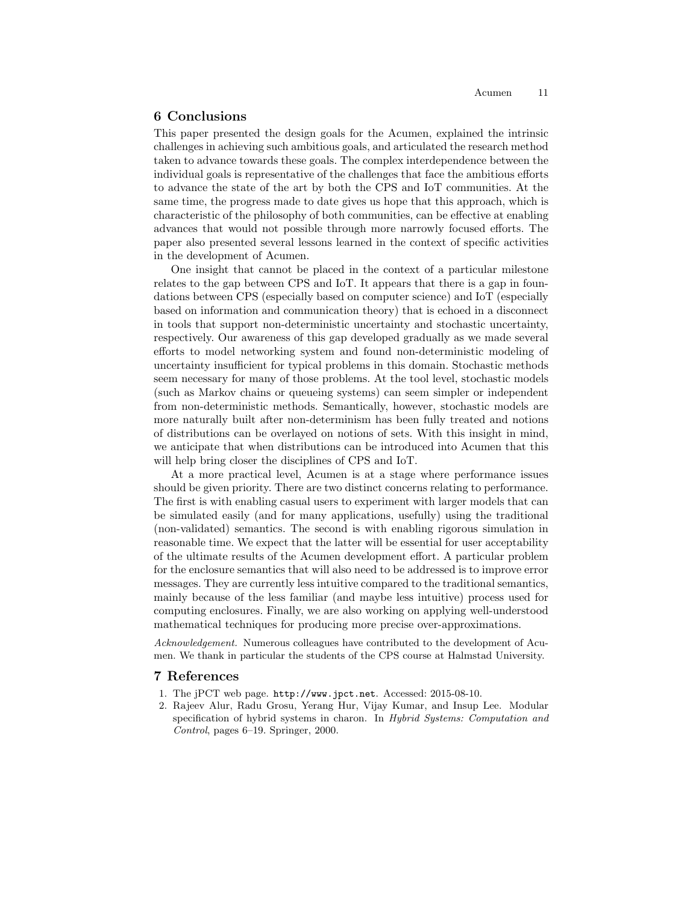## 6 Conclusions

This paper presented the design goals for the Acumen, explained the intrinsic challenges in achieving such ambitious goals, and articulated the research method taken to advance towards these goals. The complex interdependence between the individual goals is representative of the challenges that face the ambitious efforts to advance the state of the art by both the CPS and IoT communities. At the same time, the progress made to date gives us hope that this approach, which is characteristic of the philosophy of both communities, can be effective at enabling advances that would not possible through more narrowly focused efforts. The paper also presented several lessons learned in the context of specific activities in the development of Acumen.

One insight that cannot be placed in the context of a particular milestone relates to the gap between CPS and IoT. It appears that there is a gap in foundations between CPS (especially based on computer science) and IoT (especially based on information and communication theory) that is echoed in a disconnect in tools that support non-deterministic uncertainty and stochastic uncertainty, respectively. Our awareness of this gap developed gradually as we made several efforts to model networking system and found non-deterministic modeling of uncertainty insufficient for typical problems in this domain. Stochastic methods seem necessary for many of those problems. At the tool level, stochastic models (such as Markov chains or queueing systems) can seem simpler or independent from non-deterministic methods. Semantically, however, stochastic models are more naturally built after non-determinism has been fully treated and notions of distributions can be overlayed on notions of sets. With this insight in mind, we anticipate that when distributions can be introduced into Acumen that this will help bring closer the disciplines of CPS and IoT.

At a more practical level, Acumen is at a stage where performance issues should be given priority. There are two distinct concerns relating to performance. The first is with enabling casual users to experiment with larger models that can be simulated easily (and for many applications, usefully) using the traditional (non-validated) semantics. The second is with enabling rigorous simulation in reasonable time. We expect that the latter will be essential for user acceptability of the ultimate results of the Acumen development effort. A particular problem for the enclosure semantics that will also need to be addressed is to improve error messages. They are currently less intuitive compared to the traditional semantics, mainly because of the less familiar (and maybe less intuitive) process used for computing enclosures. Finally, we are also working on applying well-understood mathematical techniques for producing more precise over-approximations.

*Acknowledgement.* Numerous colleagues have contributed to the development of Acumen. We thank in particular the students of the CPS course at Halmstad University.

## 7 References

1. The jPCT web page. `http://www.jpct.net`. Accessed: 2015-08-10.
2. Rajeev Alur, Radu Grosu, Yerang Hur, Vijay Kumar, and Insup Lee. Modular specification of hybrid systems in charon. In *Hybrid Systems: Computation and Control*, pages 6–19. Springer, 2000.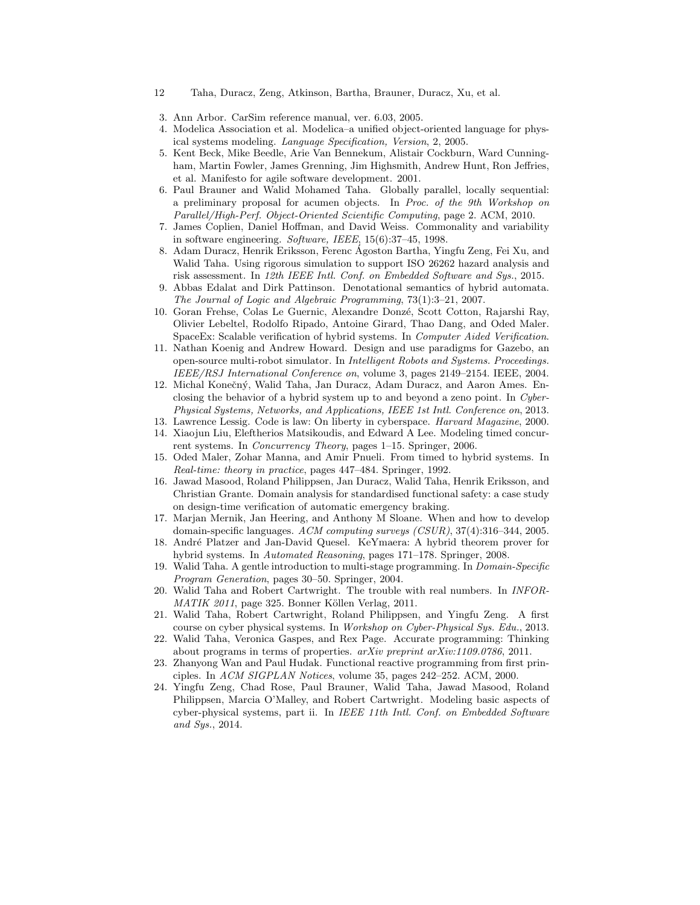3. Ann Arbor. CarSim reference manual, ver. 6.03, 2005.
4. Modelica Association et al. Modelica–a unified object-oriented language for physical systems modeling. *Language Specification, Version*, 2, 2005.
5. Kent Beck, Mike Beedle, Arie Van Bennekum, Alistair Cockburn, Ward Cunningham, Martin Fowler, James Grenning, Jim Highsmith, Andrew Hunt, Ron Jeffries, et al. Manifesto for agile software development. 2001.
6. Paul Brauner and Walid Mohamed Taha. Globally parallel, locally sequential: a preliminary proposal for acumen objects. In *Proc. of the 9th Workshop on Parallel/High-Perf. Object-Oriented Scientific Computing*, page 2. ACM, 2010.
7. James Coplien, Daniel Hoffman, and David Weiss. Commonality and variability in software engineering. *Software, IEEE*, 15(6):37–45, 1998.
8. Adam Duracz, Henrik Eriksson, Ferenc Ágoston Bartha, Yingfu Zeng, Fei Xu, and Walid Taha. Using rigorous simulation to support ISO 26262 hazard analysis and risk assessment. In *12th IEEE Intl. Conf. on Embedded Software and Sys.*, 2015.
9. Abbas Edalat and Dirk Pattinson. Denotational semantics of hybrid automata. *The Journal of Logic and Algebraic Programming*, 73(1):3–21, 2007.
10. Goran Frehse, Colas Le Guernic, Alexandre Donzé, Scott Cotton, Rajarshi Ray, Olivier Lebeltel, Rodolfo Ripado, Antoine Girard, Thao Dang, and Oded Maler. SpaceEx: Scalable verification of hybrid systems. In *Computer Aided Verification*.
11. Nathan Koenig and Andrew Howard. Design and use paradigms for Gazebo, an open-source multi-robot simulator. In *Intelligent Robots and Systems. Proceedings. IEEE/RSJ International Conference on*, volume 3, pages 2149–2154. IEEE, 2004.
12. Michal Konečný, Walid Taha, Jan Duracz, Adam Duracz, and Aaron Ames. Enclosing the behavior of a hybrid system up to and beyond a zeno point. In *Cyber-Physical Systems, Networks, and Applications, IEEE 1st Intl. Conference on*, 2013.
13. Lawrence Lessig. Code is law: On liberty in cyberspace. *Harvard Magazine*, 2000.
14. Xiaojun Liu, Eleftherios Matsikoudis, and Edward A Lee. Modeling timed concurrent systems. In *Concurrency Theory*, pages 1–15. Springer, 2006.
15. Oded Maler, Zohar Manna, and Amir Pnueli. From timed to hybrid systems. In *Real-time: theory in practice*, pages 447–484. Springer, 1992.
16. Jawad Masood, Roland Philippsen, Jan Duracz, Walid Taha, Henrik Eriksson, and Christian Grante. Domain analysis for standardised functional safety: a case study on design-time verification of automatic emergency braking.
17. Marjan Mernik, Jan Heering, and Anthony M Sloane. When and how to develop domain-specific languages. *ACM computing surveys (CSUR)*, 37(4):316–344, 2005.
18. André Platzer and Jan-David Quesel. KeYmaera: A hybrid theorem prover for hybrid systems. In *Automated Reasoning*, pages 171–178. Springer, 2008.
19. Walid Taha. A gentle introduction to multi-stage programming. In *Domain-Specific Program Generation*, pages 30–50. Springer, 2004.
20. Walid Taha and Robert Cartwright. The trouble with real numbers. In *INFORMATIK 2011*, page 325. Bonner Köllen Verlag, 2011.
21. Walid Taha, Robert Cartwright, Roland Philippsen, and Yingfu Zeng. A first course on cyber physical systems. In *Workshop on Cyber-Physical Sys. Edu.*, 2013.
22. Walid Taha, Veronica Gaspes, and Rex Page. Accurate programming: Thinking about programs in terms of properties. *arXiv preprint arXiv:1109.0786*, 2011.
23. Zhanyong Wan and Paul Hudak. Functional reactive programming from first principles. In *ACM SIGPLAN Notices*, volume 35, pages 242–252. ACM, 2000.
24. Yingfu Zeng, Chad Rose, Paul Brauner, Walid Taha, Jawad Masood, Roland Philippsen, Marcia O'Malley, and Robert Cartwright. Modeling basic aspects of cyber-physical systems, part ii. In *IEEE 11th Intl. Conf. on Embedded Software and Sys.*, 2014.